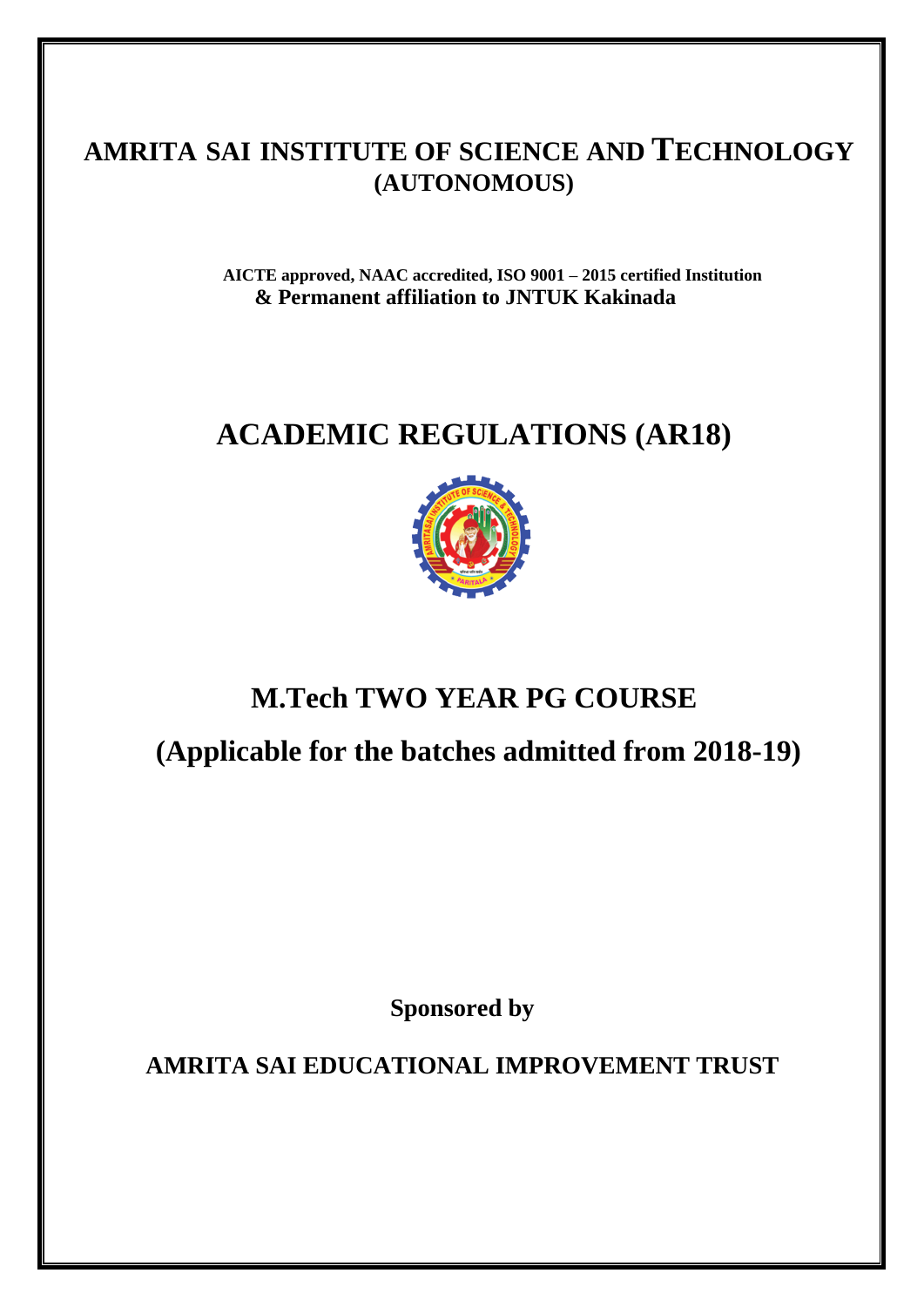# AMRITA SAI INSTITUTE OF SCIENCE AND TECHNOLOGY
## (AUTONOMOUS)

**AICTE approved, NAAC accredited, ISO 9001 – 2015 certified Institution**
**& Permanent affiliation to JNTUK Kakinada**

# ACADEMIC REGULATIONS (AR18)

## M.Tech TWO YEAR PG COURSE

## (Applicable for the batches admitted from 2018-19)

**Sponsored by**

**AMRITA SAI EDUCATIONAL IMPROVEMENT TRUST**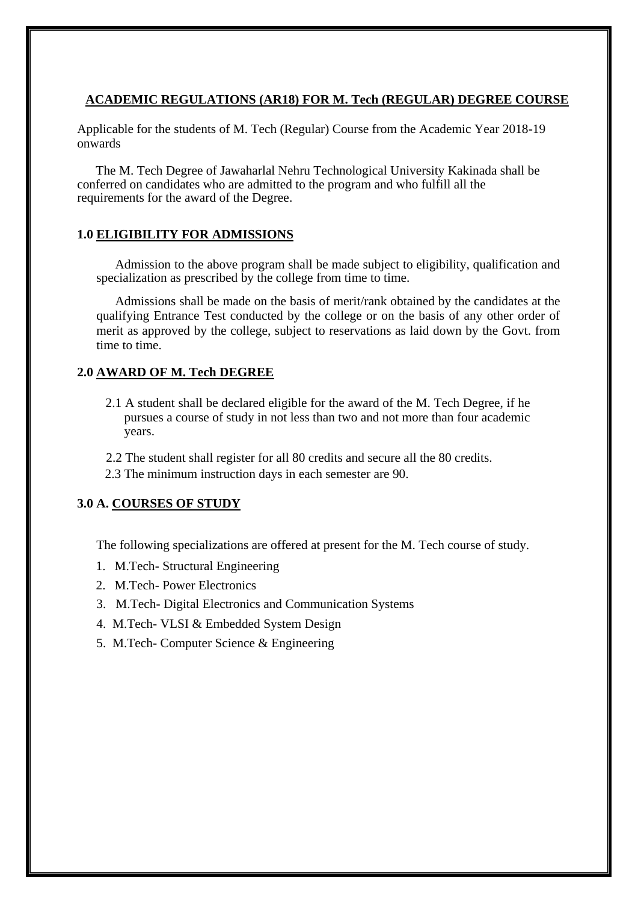## ACADEMIC REGULATIONS (AR18) FOR M. Tech (REGULAR) DEGREE COURSE

Applicable for the students of M. Tech (Regular) Course from the Academic Year 2018-19 onwards

The M. Tech Degree of Jawaharlal Nehru Technological University Kakinada shall be conferred on candidates who are admitted to the program and who fulfill all the requirements for the award of the Degree.

### 1.0 ELIGIBILITY FOR ADMISSIONS

Admission to the above program shall be made subject to eligibility, qualification and specialization as prescribed by the college from time to time.

Admissions shall be made on the basis of merit/rank obtained by the candidates at the qualifying Entrance Test conducted by the college or on the basis of any other order of merit as approved by the college, subject to reservations as laid down by the Govt. from time to time.

### 2.0 AWARD OF M. Tech DEGREE

2.1 A student shall be declared eligible for the award of the M. Tech Degree, if he pursues a course of study in not less than two and not more than four academic years.

2.2 The student shall register for all 80 credits and secure all the 80 credits.

2.3 The minimum instruction days in each semester are 90.

### 3.0 A. COURSES OF STUDY

The following specializations are offered at present for the M. Tech course of study.

1. M.Tech- Structural Engineering
2. M.Tech- Power Electronics
3. M.Tech- Digital Electronics and Communication Systems
4. M.Tech- VLSI & Embedded System Design
5. M.Tech- Computer Science & Engineering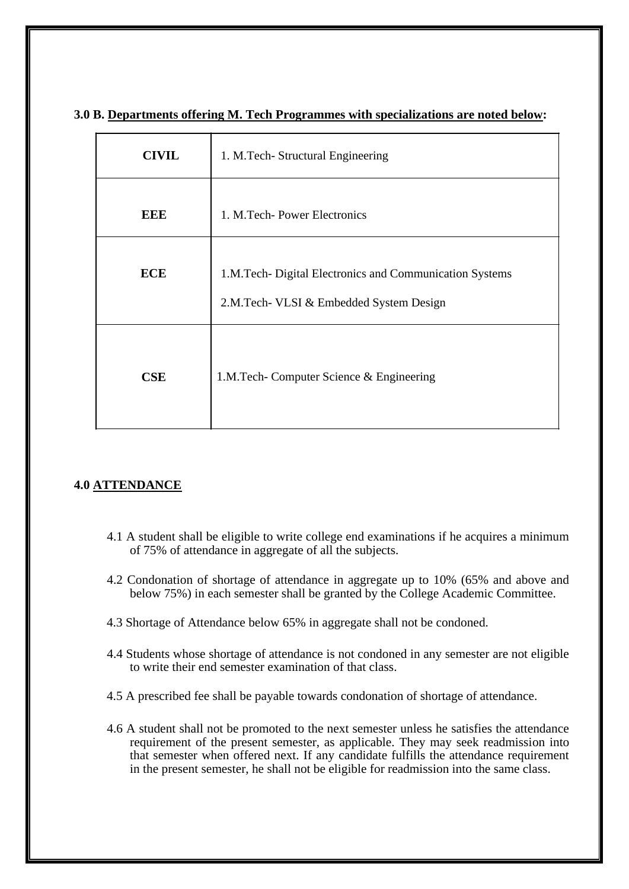**3.0 B. Departments offering M. Tech Programmes with specializations are noted below:**

| | |
|---|---|
| **CIVIL** | 1. M.Tech- Structural Engineering |
| **EEE** | 1. M.Tech- Power Electronics |
| **ECE** | 1.M.Tech- Digital Electronics and Communication Systems<br>2.M.Tech- VLSI & Embedded System Design |
| **CSE** | 1.M.Tech- Computer Science & Engineering |

**4.0 ATTENDANCE**

4.1 A student shall be eligible to write college end examinations if he acquires a minimum of 75% of attendance in aggregate of all the subjects.

4.2 Condonation of shortage of attendance in aggregate up to 10% (65% and above and below 75%) in each semester shall be granted by the College Academic Committee.

4.3 Shortage of Attendance below 65% in aggregate shall not be condoned.

4.4 Students whose shortage of attendance is not condoned in any semester are not eligible to write their end semester examination of that class.

4.5 A prescribed fee shall be payable towards condonation of shortage of attendance.

4.6 A student shall not be promoted to the next semester unless he satisfies the attendance requirement of the present semester, as applicable. They may seek readmission into that semester when offered next. If any candidate fulfills the attendance requirement in the present semester, he shall not be eligible for readmission into the same class.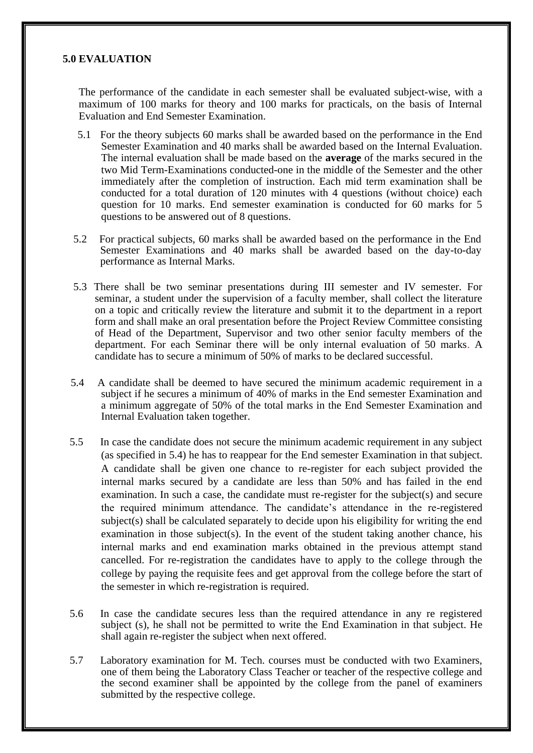## 5.0 EVALUATION

The performance of the candidate in each semester shall be evaluated subject-wise, with a maximum of 100 marks for theory and 100 marks for practicals, on the basis of Internal Evaluation and End Semester Examination.

5.1 For the theory subjects 60 marks shall be awarded based on the performance in the End Semester Examination and 40 marks shall be awarded based on the Internal Evaluation. The internal evaluation shall be made based on the **average** of the marks secured in the two Mid Term-Examinations conducted-one in the middle of the Semester and the other immediately after the completion of instruction. Each mid term examination shall be conducted for a total duration of 120 minutes with 4 questions (without choice) each question for 10 marks. End semester examination is conducted for 60 marks for 5 questions to be answered out of 8 questions.

5.2 For practical subjects, 60 marks shall be awarded based on the performance in the End Semester Examinations and 40 marks shall be awarded based on the day-to-day performance as Internal Marks.

5.3 There shall be two seminar presentations during III semester and IV semester. For seminar, a student under the supervision of a faculty member, shall collect the literature on a topic and critically review the literature and submit it to the department in a report form and shall make an oral presentation before the Project Review Committee consisting of Head of the Department, Supervisor and two other senior faculty members of the department. For each Seminar there will be only internal evaluation of 50 marks. A candidate has to secure a minimum of 50% of marks to be declared successful.

5.4 A candidate shall be deemed to have secured the minimum academic requirement in a subject if he secures a minimum of 40% of marks in the End semester Examination and a minimum aggregate of 50% of the total marks in the End Semester Examination and Internal Evaluation taken together.

5.5 In case the candidate does not secure the minimum academic requirement in any subject (as specified in 5.4) he has to reappear for the End semester Examination in that subject. A candidate shall be given one chance to re-register for each subject provided the internal marks secured by a candidate are less than 50% and has failed in the end examination. In such a case, the candidate must re-register for the subject(s) and secure the required minimum attendance. The candidate's attendance in the re-registered subject(s) shall be calculated separately to decide upon his eligibility for writing the end examination in those subject(s). In the event of the student taking another chance, his internal marks and end examination marks obtained in the previous attempt stand cancelled. For re-registration the candidates have to apply to the college through the college by paying the requisite fees and get approval from the college before the start of the semester in which re-registration is required.

5.6 In case the candidate secures less than the required attendance in any re registered subject (s), he shall not be permitted to write the End Examination in that subject. He shall again re-register the subject when next offered.

5.7 Laboratory examination for M. Tech. courses must be conducted with two Examiners, one of them being the Laboratory Class Teacher or teacher of the respective college and the second examiner shall be appointed by the college from the panel of examiners submitted by the respective college.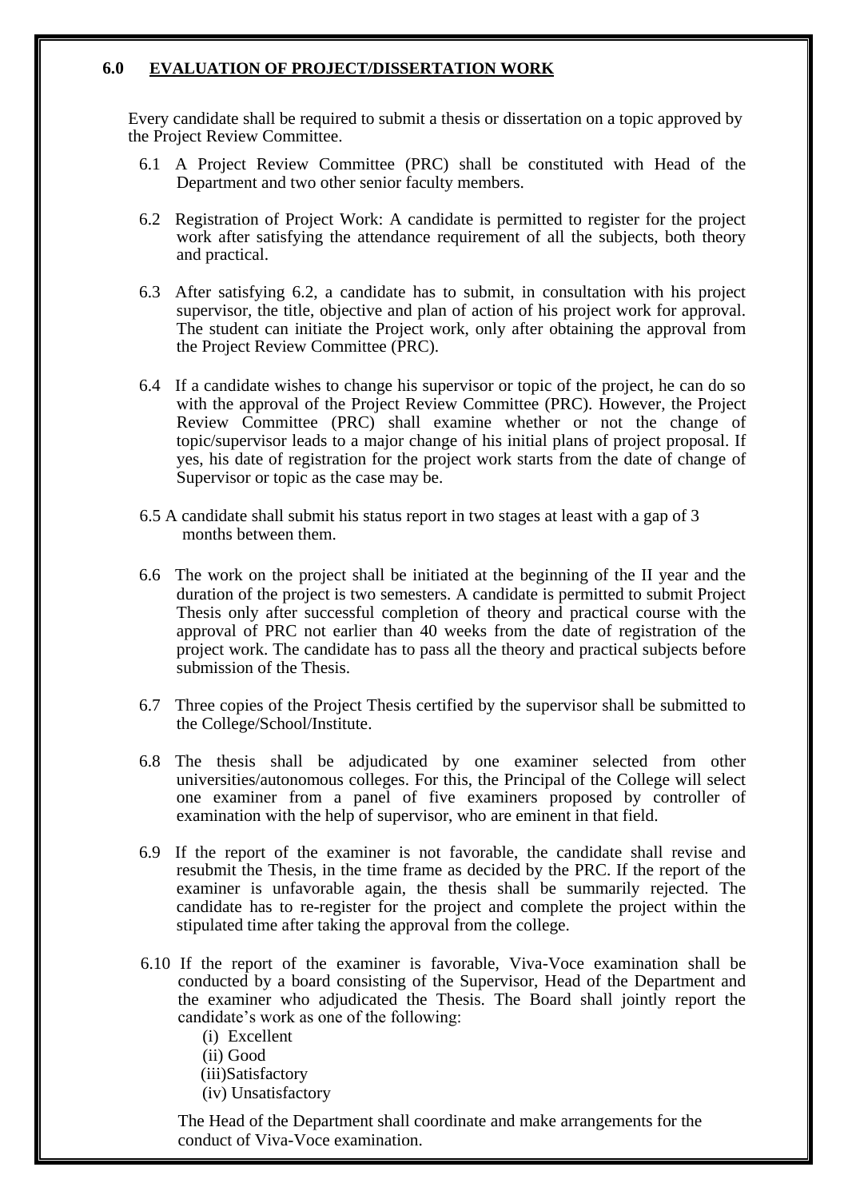## 6.0 EVALUATION OF PROJECT/DISSERTATION WORK

Every candidate shall be required to submit a thesis or dissertation on a topic approved by the Project Review Committee.

6.1 A Project Review Committee (PRC) shall be constituted with Head of the Department and two other senior faculty members.

6.2 Registration of Project Work: A candidate is permitted to register for the project work after satisfying the attendance requirement of all the subjects, both theory and practical.

6.3 After satisfying 6.2, a candidate has to submit, in consultation with his project supervisor, the title, objective and plan of action of his project work for approval. The student can initiate the Project work, only after obtaining the approval from the Project Review Committee (PRC).

6.4 If a candidate wishes to change his supervisor or topic of the project, he can do so with the approval of the Project Review Committee (PRC). However, the Project Review Committee (PRC) shall examine whether or not the change of topic/supervisor leads to a major change of his initial plans of project proposal. If yes, his date of registration for the project work starts from the date of change of Supervisor or topic as the case may be.

6.5 A candidate shall submit his status report in two stages at least with a gap of 3 months between them.

6.6 The work on the project shall be initiated at the beginning of the II year and the duration of the project is two semesters. A candidate is permitted to submit Project Thesis only after successful completion of theory and practical course with the approval of PRC not earlier than 40 weeks from the date of registration of the project work. The candidate has to pass all the theory and practical subjects before submission of the Thesis.

6.7 Three copies of the Project Thesis certified by the supervisor shall be submitted to the College/School/Institute.

6.8 The thesis shall be adjudicated by one examiner selected from other universities/autonomous colleges. For this, the Principal of the College will select one examiner from a panel of five examiners proposed by controller of examination with the help of supervisor, who are eminent in that field.

6.9 If the report of the examiner is not favorable, the candidate shall revise and resubmit the Thesis, in the time frame as decided by the PRC. If the report of the examiner is unfavorable again, the thesis shall be summarily rejected. The candidate has to re-register for the project and complete the project within the stipulated time after taking the approval from the college.

6.10 If the report of the examiner is favorable, Viva-Voce examination shall be conducted by a board consisting of the Supervisor, Head of the Department and the examiner who adjudicated the Thesis. The Board shall jointly report the candidate's work as one of the following:

(i) Excellent
(ii) Good
(iii) Satisfactory
(iv) Unsatisfactory

The Head of the Department shall coordinate and make arrangements for the conduct of Viva-Voce examination.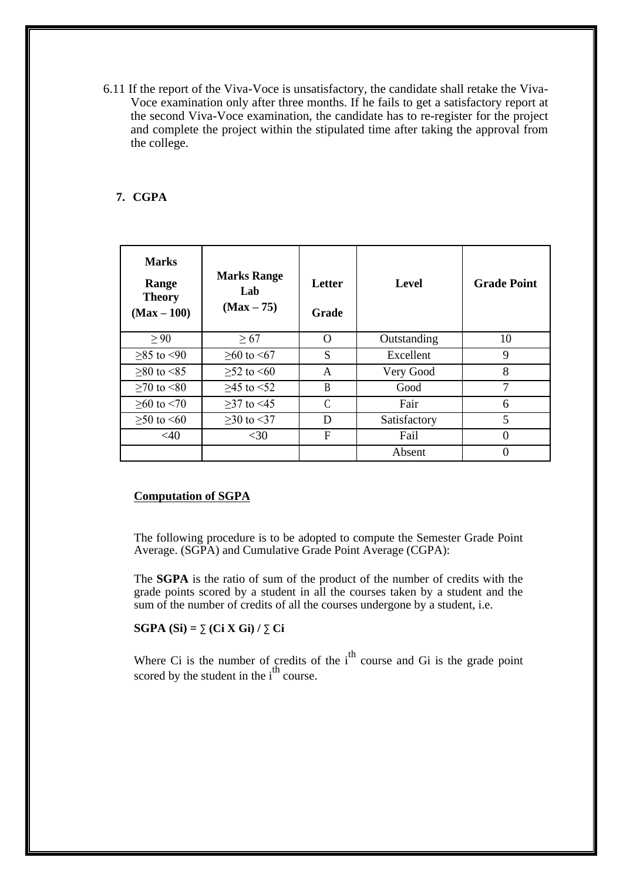6.11 If the report of the Viva-Voce is unsatisfactory, the candidate shall retake the Viva-Voce examination only after three months. If he fails to get a satisfactory report at the second Viva-Voce examination, the candidate has to re-register for the project and complete the project within the stipulated time after taking the approval from the college.

## 7. CGPA

| Marks Range Theory (Max – 100) | Marks Range Lab (Max – 75) | Letter Grade | Level | Grade Point |
|---|---|---|---|---|
| ≥ 90 | ≥ 67 | O | Outstanding | 10 |
| ≥85 to <90 | ≥60 to <67 | S | Excellent | 9 |
| ≥80 to <85 | ≥52 to <60 | A | Very Good | 8 |
| ≥70 to <80 | ≥45 to <52 | B | Good | 7 |
| ≥60 to <70 | ≥37 to <45 | C | Fair | 6 |
| ≥50 to <60 | ≥30 to <37 | D | Satisfactory | 5 |
| <40 | <30 | F | Fail | 0 |
| | | | Absent | 0 |

**Computation of SGPA**

The following procedure is to be adopted to compute the Semester Grade Point Average. (SGPA) and Cumulative Grade Point Average (CGPA):

The **SGPA** is the ratio of sum of the product of the number of credits with the grade points scored by a student in all the courses taken by a student and the sum of the number of credits of all the courses undergone by a student, i.e.

**SGPA (Si) = ∑ (Ci X Gi) / ∑ Ci**

Where Ci is the number of credits of the $i^{th}$ course and Gi is the grade point scored by the student in the $i^{th}$ course.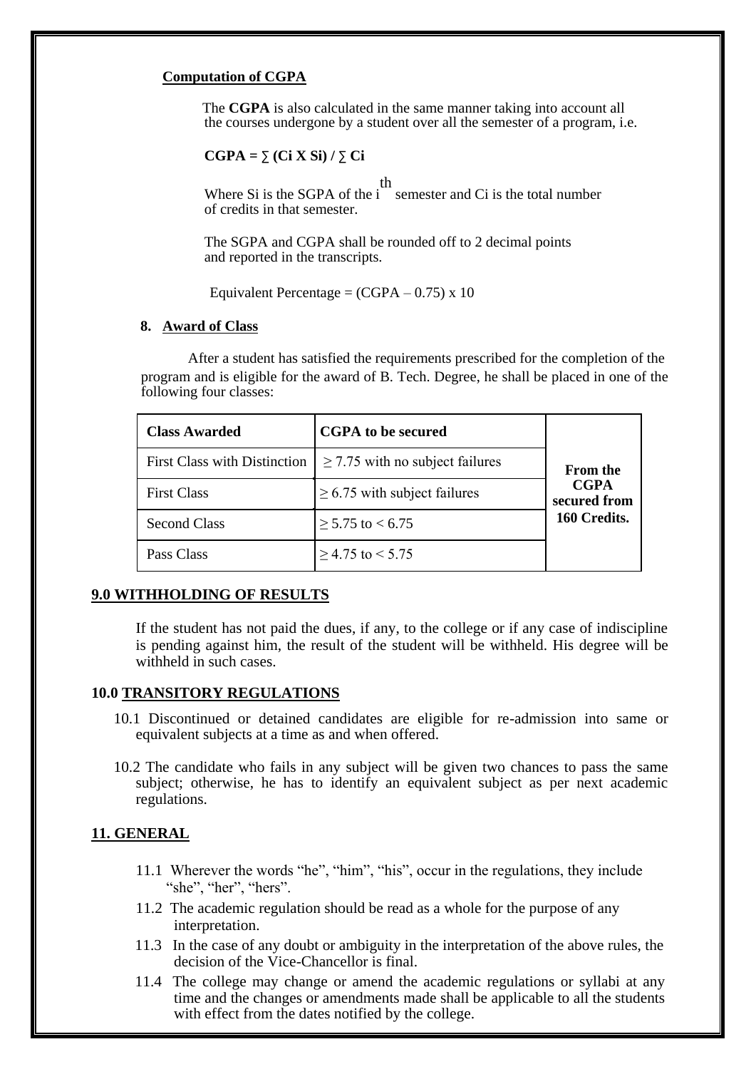**Computation of CGPA**

The **CGPA** is also calculated in the same manner taking into account all the courses undergone by a student over all the semester of a program, i.e.

$$\textbf{CGPA} = \sum (C_i \times S_i) / \sum C_i$$

Where $S_i$ is the SGPA of the $i^{th}$ semester and $C_i$ is the total number of credits in that semester.

The SGPA and CGPA shall be rounded off to 2 decimal points and reported in the transcripts.

Equivalent Percentage = (CGPA – 0.75) x 10

**8. Award of Class**

After a student has satisfied the requirements prescribed for the completion of the program and is eligible for the award of B. Tech. Degree, he shall be placed in one of the following four classes:

| Class Awarded | CGPA to be secured | |
|---|---|---|
| First Class with Distinction | ≥ 7.75 with no subject failures | **From the CGPA secured from 160 Credits.** |
| First Class | ≥ 6.75 with subject failures | |
| Second Class | ≥ 5.75 to < 6.75 | |
| Pass Class | ≥ 4.75 to < 5.75 | |

## 9.0 WITHHOLDING OF RESULTS

If the student has not paid the dues, if any, to the college or if any case of indiscipline is pending against him, the result of the student will be withheld. His degree will be withheld in such cases.

## 10.0 TRANSITORY REGULATIONS

10.1 Discontinued or detained candidates are eligible for re-admission into same or equivalent subjects at a time as and when offered.

10.2 The candidate who fails in any subject will be given two chances to pass the same subject; otherwise, he has to identify an equivalent subject as per next academic regulations.

## 11. GENERAL

11.1 Wherever the words “he”, “him”, “his”, occur in the regulations, they include “she”, “her”, “hers”.

11.2 The academic regulation should be read as a whole for the purpose of any interpretation.

11.3 In the case of any doubt or ambiguity in the interpretation of the above rules, the decision of the Vice-Chancellor is final.

11.4 The college may change or amend the academic regulations or syllabi at any time and the changes or amendments made shall be applicable to all the students with effect from the dates notified by the college.